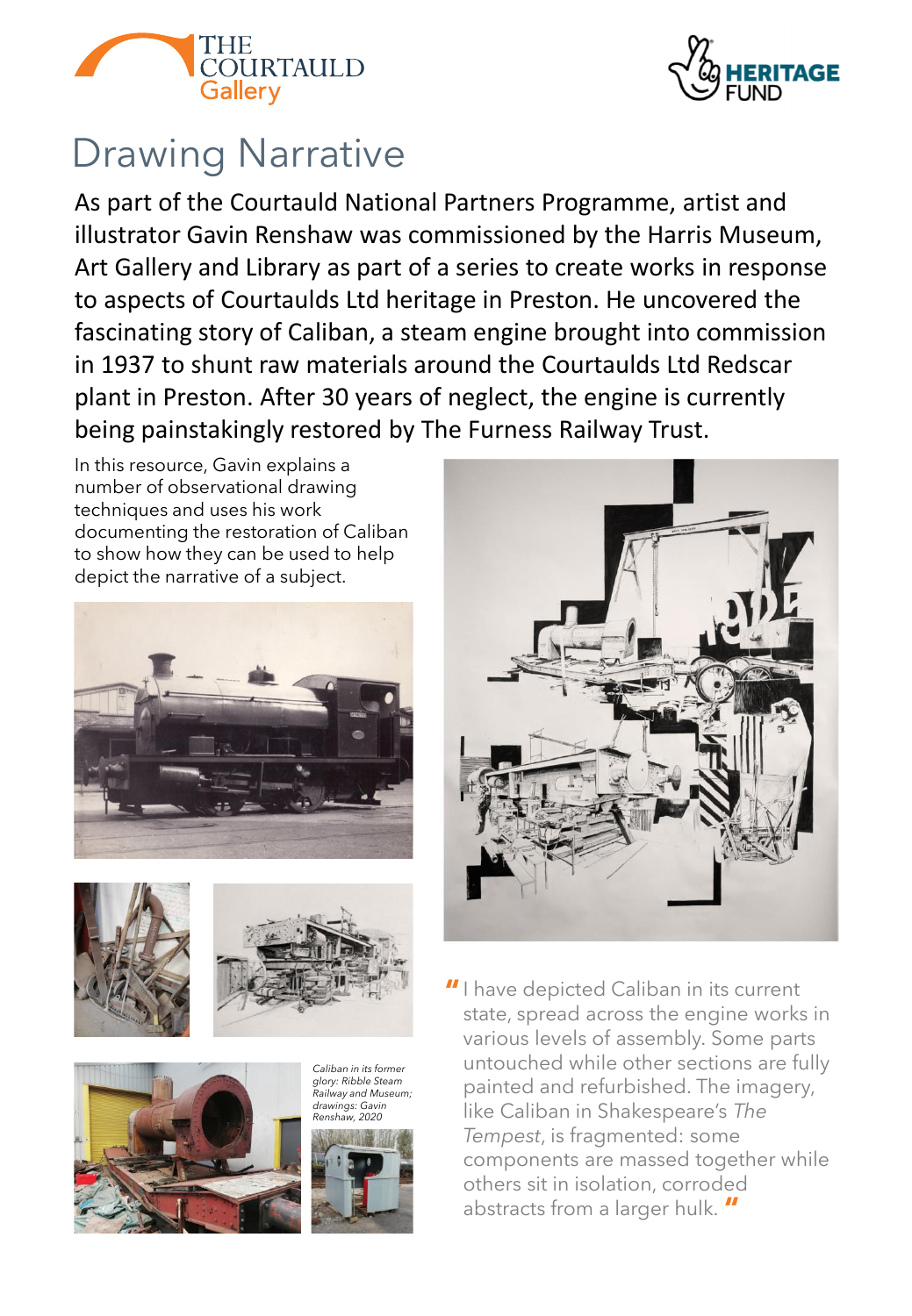# Drawing Narrative

As part of the Courtauld National Partners Programme, artist and illustrator Gavin Renshaw was commissioned by the Harris Museum, Art Gallery and Library as part of a series to create works in response to aspects of Courtaulds Ltd heritage in Preston. He uncovered the fascinating story of Caliban, a steam engine brought into commission in 1937 to shunt raw materials around the Courtaulds Ltd Redscar plant in Preston. After 30 years of neglect, the engine is currently being painstakingly restored by The Furness Railway Trust.

In this resource, Gavin explains a number of observational drawing techniques and uses his work documenting the restoration of Caliban to show how they can be used to help depict the narrative of a subject.

*Caliban in its former glory: Ribble Steam Railway and Museum; drawings: Gavin Renshaw, 2020*

> "I have depicted Caliban in its current state, spread across the engine works in various levels of assembly. Some parts untouched while other sections are fully painted and refurbished. The imagery, like Caliban in Shakespeare's *The Tempest*, is fragmented: some components are massed together while others sit in isolation, corroded abstracts from a larger hulk."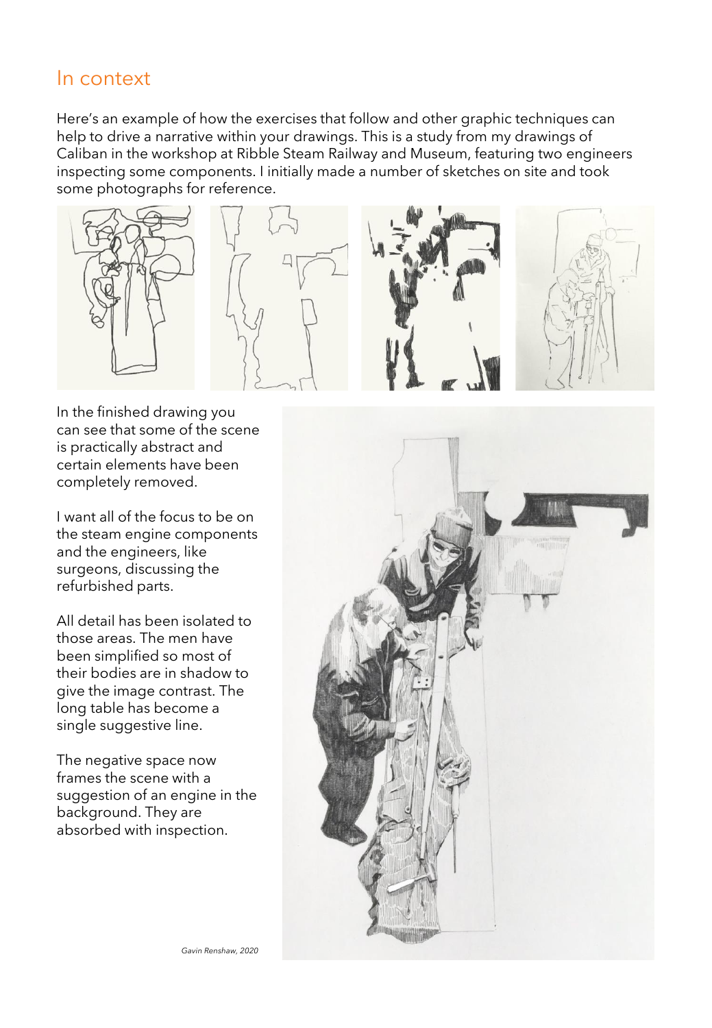## In context

Here's an example of how the exercises that follow and other graphic techniques can help to drive a narrative within your drawings. This is a study from my drawings of Caliban in the workshop at Ribble Steam Railway and Museum, featuring two engineers inspecting some components. I initially made a number of sketches on site and took some photographs for reference.

In the finished drawing you can see that some of the scene is practically abstract and certain elements have been completely removed.

I want all of the focus to be on the steam engine components and the engineers, like surgeons, discussing the refurbished parts.

All detail has been isolated to those areas. The men have been simplified so most of their bodies are in shadow to give the image contrast. The long table has become a single suggestive line.

The negative space now frames the scene with a suggestion of an engine in the background. They are absorbed with inspection.

*Gavin Renshaw, 2020*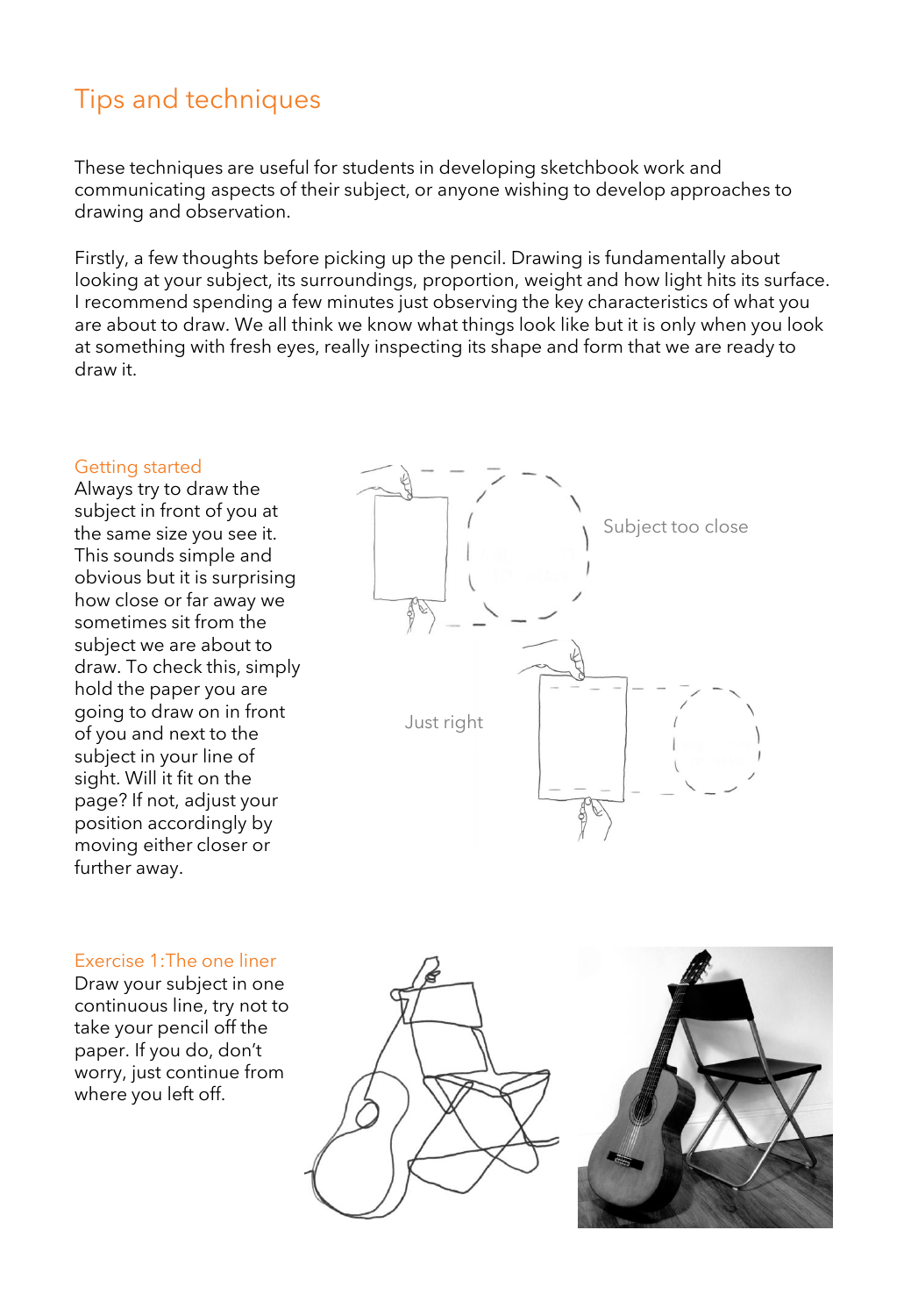## Tips and techniques

These techniques are useful for students in developing sketchbook work and communicating aspects of their subject, or anyone wishing to develop approaches to drawing and observation.

Firstly, a few thoughts before picking up the pencil. Drawing is fundamentally about looking at your subject, its surroundings, proportion, weight and how light hits its surface. I recommend spending a few minutes just observing the key characteristics of what you are about to draw. We all think we know what things look like but it is only when you look at something with fresh eyes, really inspecting its shape and form that we are ready to draw it.

### Getting started

Always try to draw the subject in front of you at the same size you see it. This sounds simple and obvious but it is surprising how close or far away we sometimes sit from the subject we are about to draw. To check this, simply hold the paper you are going to draw on in front of you and next to the subject in your line of sight. Will it fit on the page? If not, adjust your position accordingly by moving either closer or further away.

Subject too close

Just right

### Exercise 1:The one liner

Draw your subject in one continuous line, try not to take your pencil off the paper. If you do, don't worry, just continue from where you left off.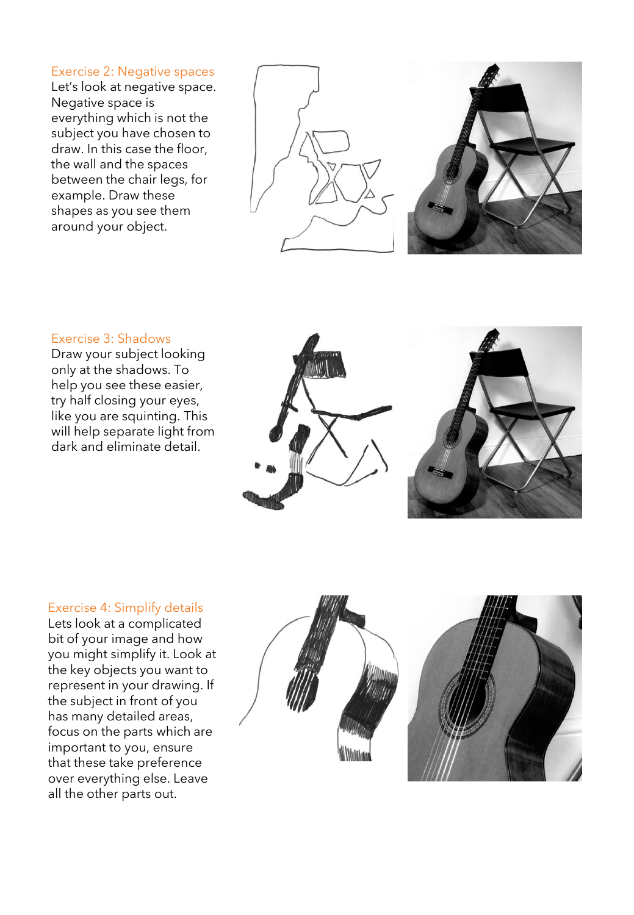## Exercise 2: Negative spaces

Let's look at negative space. Negative space is everything which is not the subject you have chosen to draw. In this case the floor, the wall and the spaces between the chair legs, for example. Draw these shapes as you see them around your object.

## Exercise 3: Shadows

Draw your subject looking only at the shadows. To help you see these easier, try half closing your eyes, like you are squinting. This will help separate light from dark and eliminate detail.

## Exercise 4: Simplify details

Lets look at a complicated bit of your image and how you might simplify it. Look at the key objects you want to represent in your drawing. If the subject in front of you has many detailed areas, focus on the parts which are important to you, ensure that these take preference over everything else. Leave all the other parts out.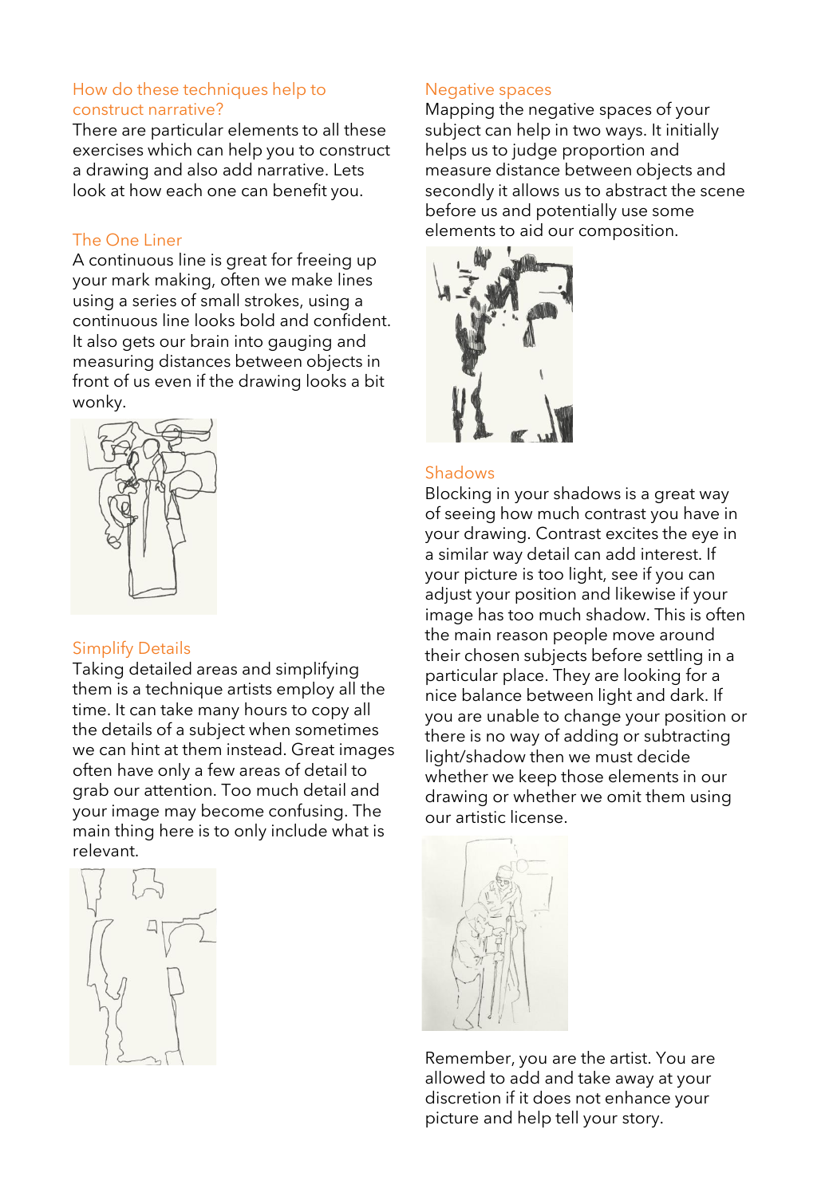## How do these techniques help to construct narrative?

There are particular elements to all these exercises which can help you to construct a drawing and also add narrative. Lets look at how each one can benefit you.

## The One Liner

A continuous line is great for freeing up your mark making, often we make lines using a series of small strokes, using a continuous line looks bold and confident. It also gets our brain into gauging and measuring distances between objects in front of us even if the drawing looks a bit wonky.

## Simplify Details

Taking detailed areas and simplifying them is a technique artists employ all the time. It can take many hours to copy all the details of a subject when sometimes we can hint at them instead. Great images often have only a few areas of detail to grab our attention. Too much detail and your image may become confusing. The main thing here is to only include what is relevant.

## Negative spaces

Mapping the negative spaces of your subject can help in two ways. It initially helps us to judge proportion and measure distance between objects and secondly it allows us to abstract the scene before us and potentially use some elements to aid our composition.

## Shadows

Blocking in your shadows is a great way of seeing how much contrast you have in your drawing. Contrast excites the eye in a similar way detail can add interest. If your picture is too light, see if you can adjust your position and likewise if your image has too much shadow. This is often the main reason people move around their chosen subjects before settling in a particular place. They are looking for a nice balance between light and dark. If you are unable to change your position or there is no way of adding or subtracting light/shadow then we must decide whether we keep those elements in our drawing or whether we omit them using our artistic license.

Remember, you are the artist. You are allowed to add and take away at your discretion if it does not enhance your picture and help tell your story.